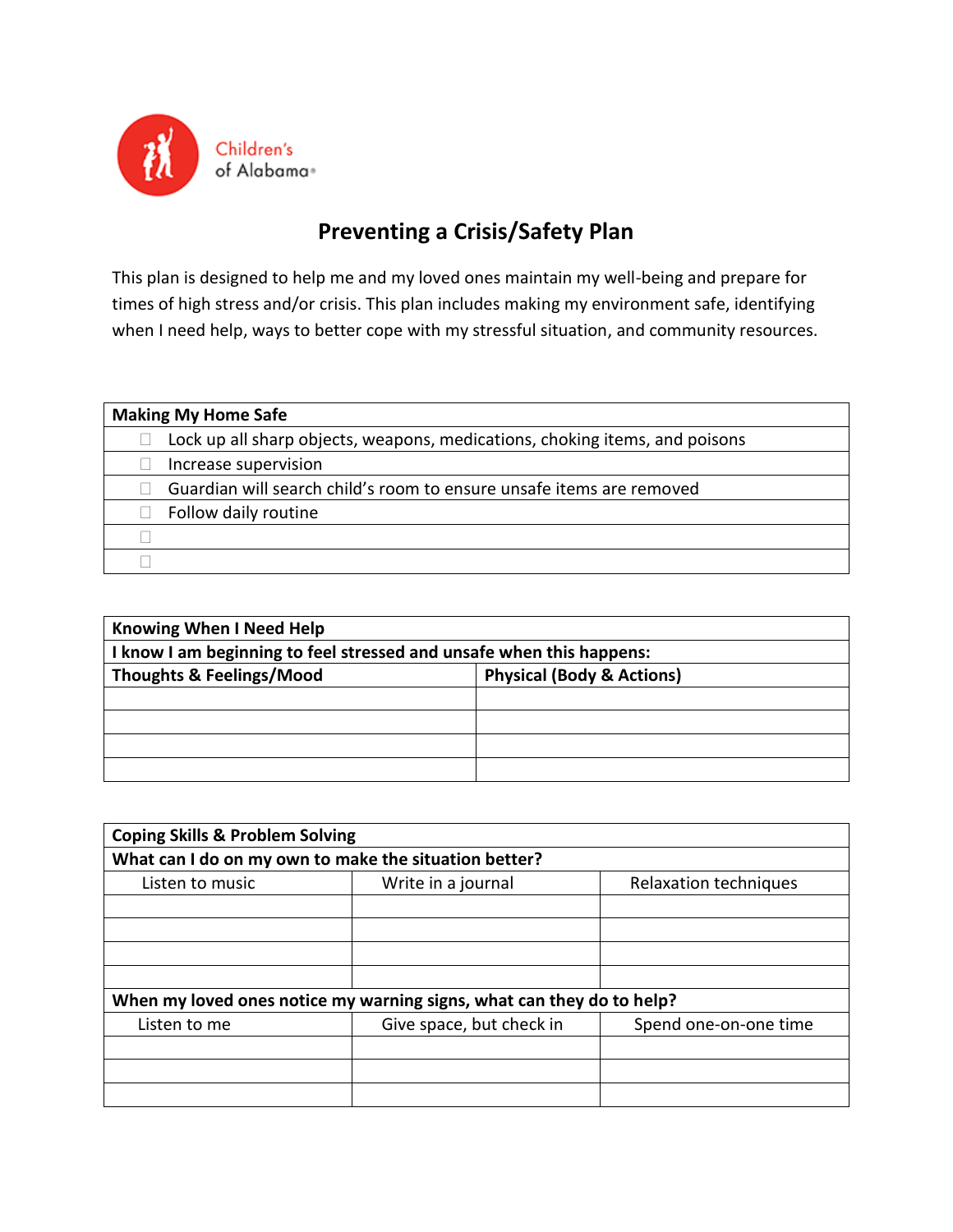Children's of Alabama

# Preventing a Crisis/Safety Plan

This plan is designed to help me and my loved ones maintain my well-being and prepare for times of high stress and/or crisis. This plan includes making my environment safe, identifying when I need help, ways to better cope with my stressful situation, and community resources.

| **Making My Home Safe** |
|---|
| ☐ Lock up all sharp objects, weapons, medications, choking items, and poisons |
| ☐ Increase supervision |
| ☐ Guardian will search child's room to ensure unsafe items are removed |
| ☐ Follow daily routine |
| ☐ |
| ☐ |

| **Knowing When I Need Help** | |
|---|---|
| **I know I am beginning to feel stressed and unsafe when this happens:** | |
| **Thoughts & Feelings/Mood** | **Physical (Body & Actions)** |
| | |
| | |
| | |
| | |

| **Coping Skills & Problem Solving** | | |
|---|---|---|
| **What can I do on my own to make the situation better?** | | |
| Listen to music | Write in a journal | Relaxation techniques |
| | | |
| | | |
| | | |
| | | |
| **When my loved ones notice my warning signs, what can they do to help?** | | |
| Listen to me | Give space, but check in | Spend one-on-one time |
| | | |
| | | |
| | | |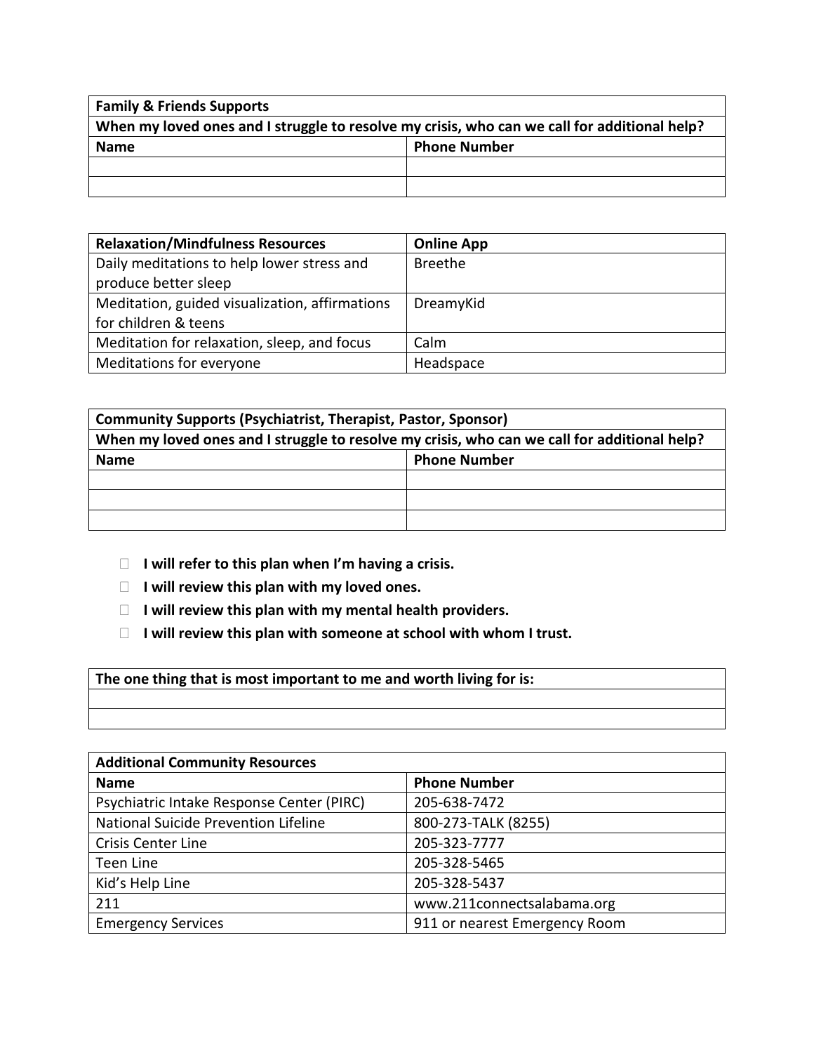| Family & Friends Supports | |
|---|---|
| **When my loved ones and I struggle to resolve my crisis, who can we call for additional help?** | |
| **Name** | **Phone Number** |
| | |
| | |

| Relaxation/Mindfulness Resources | Online App |
|---|---|
| Daily meditations to help lower stress and produce better sleep | Breethe |
| Meditation, guided visualization, affirmations for children & teens | DreamyKid |
| Meditation for relaxation, sleep, and focus | Calm |
| Meditations for everyone | Headspace |

| Community Supports (Psychiatrist, Therapist, Pastor, Sponsor) | |
|---|---|
| **When my loved ones and I struggle to resolve my crisis, who can we call for additional help?** | |
| **Name** | **Phone Number** |
| | |
| | |
| | |

- ☐ **I will refer to this plan when I'm having a crisis.**
- ☐ **I will review this plan with my loved ones.**
- ☐ **I will review this plan with my mental health providers.**
- ☐ **I will review this plan with someone at school with whom I trust.**

| The one thing that is most important to me and worth living for is: |
|---|
| |
| |

| Additional Community Resources | |
|---|---|
| **Name** | **Phone Number** |
| Psychiatric Intake Response Center (PIRC) | 205-638-7472 |
| National Suicide Prevention Lifeline | 800-273-TALK (8255) |
| Crisis Center Line | 205-323-7777 |
| Teen Line | 205-328-5465 |
| Kid's Help Line | 205-328-5437 |
| 211 | www.211connectsalabama.org |
| Emergency Services | 911 or nearest Emergency Room |